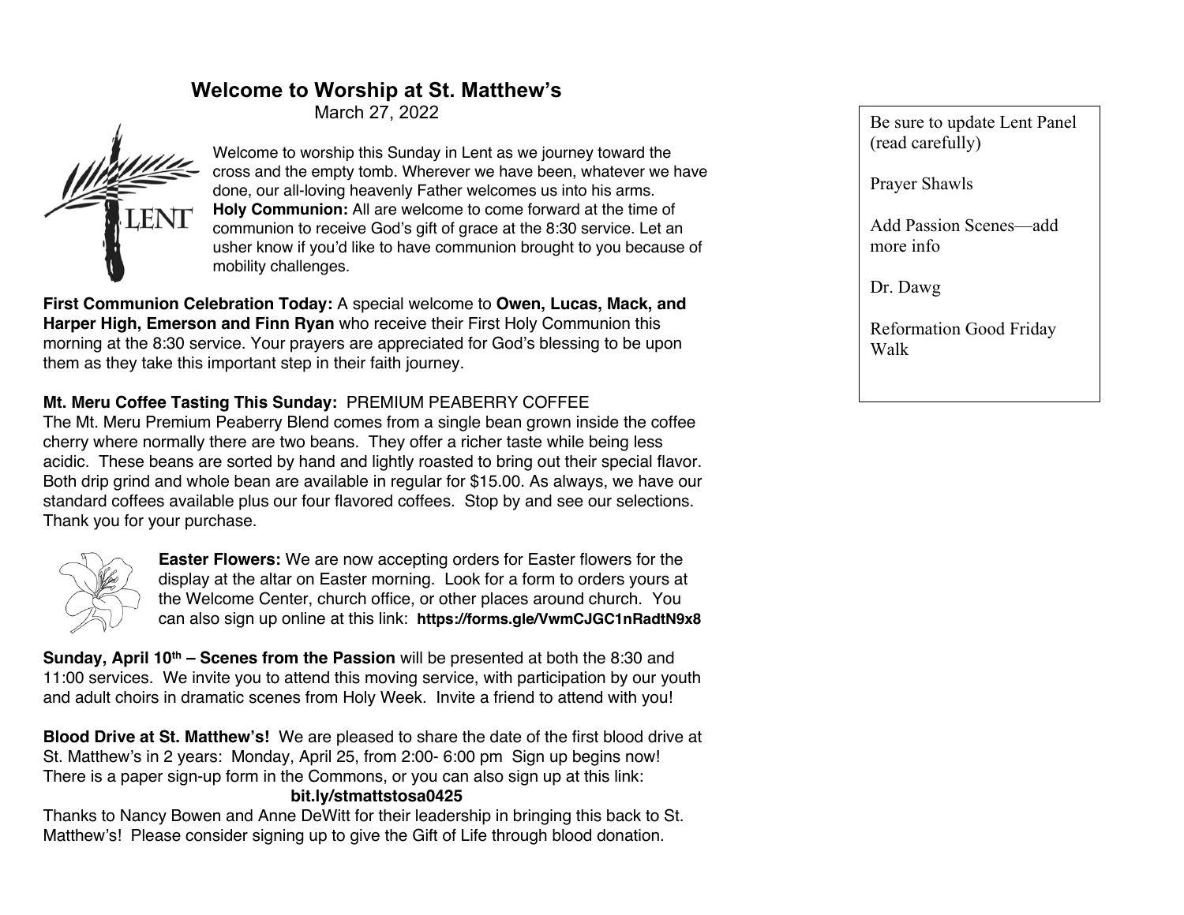# Welcome to Worship at St. Matthew's

March 27, 2022

Welcome to worship this Sunday in Lent as we journey toward the cross and the empty tomb. Wherever we have been, whatever we have done, our all-loving heavenly Father welcomes us into his arms.

**Holy Communion:** All are welcome to come forward at the time of communion to receive God's gift of grace at the 8:30 service. Let an usher know if you'd like to have communion brought to you because of mobility challenges.

**First Communion Celebration Today:** A special welcome to **Owen, Lucas, Mack, and Harper High, Emerson and Finn Ryan** who receive their First Holy Communion this morning at the 8:30 service. Your prayers are appreciated for God's blessing to be upon them as they take this important step in their faith journey.

**Mt. Meru Coffee Tasting This Sunday:** PREMIUM PEABERRY COFFEE
The Mt. Meru Premium Peaberry Blend comes from a single bean grown inside the coffee cherry where normally there are two beans. They offer a richer taste while being less acidic. These beans are sorted by hand and lightly roasted to bring out their special flavor. Both drip grind and whole bean are available in regular for $15.00. As always, we have our standard coffees available plus our four flavored coffees. Stop by and see our selections. Thank you for your purchase.

**Easter Flowers:** We are now accepting orders for Easter flowers for the display at the altar on Easter morning. Look for a form to orders yours at the Welcome Center, church office, or other places around church. You can also sign up online at this link: **https://forms.gle/VwmCJGC1nRadtN9x8**

**Sunday, April 10th – Scenes from the Passion** will be presented at both the 8:30 and 11:00 services. We invite you to attend this moving service, with participation by our youth and adult choirs in dramatic scenes from Holy Week. Invite a friend to attend with you!

**Blood Drive at St. Matthew's!** We are pleased to share the date of the first blood drive at St. Matthew's in 2 years: Monday, April 25, from 2:00- 6:00 pm Sign up begins now! There is a paper sign-up form in the Commons, or you can also sign up at this link:

**bit.ly/stmattstosa0425**

Thanks to Nancy Bowen and Anne DeWitt for their leadership in bringing this back to St. Matthew's! Please consider signing up to give the Gift of Life through blood donation.

Be sure to update Lent Panel (read carefully)

Prayer Shawls

Add Passion Scenes—add more info

Dr. Dawg

Reformation Good Friday Walk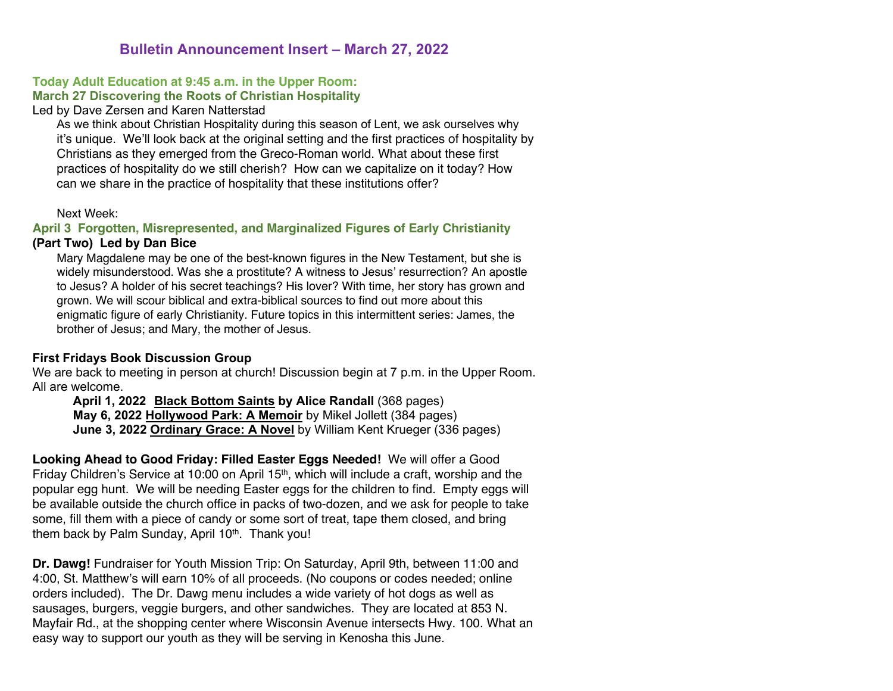# Bulletin Announcement Insert – March 27, 2022

**Today Adult Education at 9:45 a.m. in the Upper Room:**
**March 27 Discovering the Roots of Christian Hospitality**

Led by Dave Zersen and Karen Natterstad

As we think about Christian Hospitality during this season of Lent, we ask ourselves why it's unique. We'll look back at the original setting and the first practices of hospitality by Christians as they emerged from the Greco-Roman world. What about these first practices of hospitality do we still cherish? How can we capitalize on it today? How can we share in the practice of hospitality that these institutions offer?

Next Week:

**April 3 Forgotten, Misrepresented, and Marginalized Figures of Early Christianity (Part Two) Led by Dan Bice**

Mary Magdalene may be one of the best-known figures in the New Testament, but she is widely misunderstood. Was she a prostitute? A witness to Jesus' resurrection? An apostle to Jesus? A holder of his secret teachings? His lover? With time, her story has grown and grown. We will scour biblical and extra-biblical sources to find out more about this enigmatic figure of early Christianity. Future topics in this intermittent series: James, the brother of Jesus; and Mary, the mother of Jesus.

**First Fridays Book Discussion Group**

We are back to meeting in person at church! Discussion begin at 7 p.m. in the Upper Room. All are welcome.

**April 1, 2022 <u>Black Bottom Saints</u> by Alice Randall** (368 pages)
**May 6, 2022 <u>Hollywood Park: A Memoir</u>** by Mikel Jollett (384 pages)
**June 3, 2022 <u>Ordinary Grace: A Novel</u>** by William Kent Krueger (336 pages)

**Looking Ahead to Good Friday: Filled Easter Eggs Needed!** We will offer a Good Friday Children's Service at 10:00 on April 15th, which will include a craft, worship and the popular egg hunt. We will be needing Easter eggs for the children to find. Empty eggs will be available outside the church office in packs of two-dozen, and we ask for people to take some, fill them with a piece of candy or some sort of treat, tape them closed, and bring them back by Palm Sunday, April 10th. Thank you!

**Dr. Dawg!** Fundraiser for Youth Mission Trip: On Saturday, April 9th, between 11:00 and 4:00, St. Matthew's will earn 10% of all proceeds. (No coupons or codes needed; online orders included). The Dr. Dawg menu includes a wide variety of hot dogs as well as sausages, burgers, veggie burgers, and other sandwiches. They are located at 853 N. Mayfair Rd., at the shopping center where Wisconsin Avenue intersects Hwy. 100. What an easy way to support our youth as they will be serving in Kenosha this June.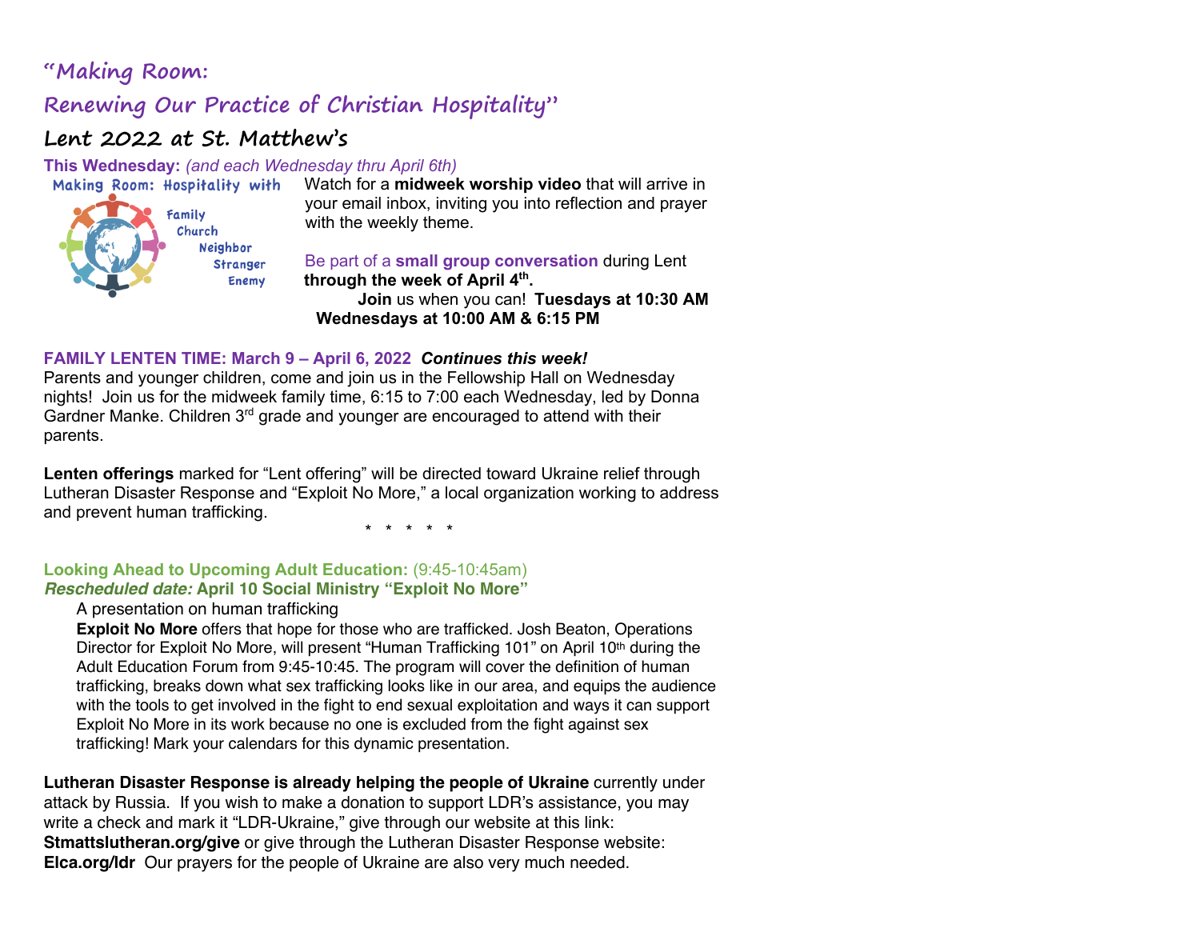## "Making Room:

## Renewing Our Practice of Christian Hospitality"

## Lent 2022 at St. Matthew's

**This Wednesday:** *(and each Wednesday thru April 6th)*

Making Room: Hospitality with
Family
Church
Neighbor
Stranger
Enemy

Watch for a **midweek worship video** that will arrive in your email inbox, inviting you into reflection and prayer with the weekly theme.

Be part of a **small group conversation** during Lent **through the week of April 4th.**

**Join** us when you can! **Tuesdays at 10:30 AM**
**Wednesdays at 10:00 AM & 6:15 PM**

**FAMILY LENTEN TIME: March 9 – April 6, 2022** ***Continues this week!***

Parents and younger children, come and join us in the Fellowship Hall on Wednesday nights! Join us for the midweek family time, 6:15 to 7:00 each Wednesday, led by Donna Gardner Manke. Children 3rd grade and younger are encouraged to attend with their parents.

**Lenten offerings** marked for "Lent offering" will be directed toward Ukraine relief through Lutheran Disaster Response and "Exploit No More," a local organization working to address and prevent human trafficking.

\* \* \* \* \*

**Looking Ahead to Upcoming Adult Education:** (9:45-10:45am)
***Rescheduled date:*** **April 10 Social Ministry "Exploit No More"**

A presentation on human trafficking

**Exploit No More** offers that hope for those who are trafficked. Josh Beaton, Operations Director for Exploit No More, will present "Human Trafficking 101" on April 10th during the Adult Education Forum from 9:45-10:45. The program will cover the definition of human trafficking, breaks down what sex trafficking looks like in our area, and equips the audience with the tools to get involved in the fight to end sexual exploitation and ways it can support Exploit No More in its work because no one is excluded from the fight against sex trafficking! Mark your calendars for this dynamic presentation.

**Lutheran Disaster Response is already helping the people of Ukraine** currently under attack by Russia. If you wish to make a donation to support LDR's assistance, you may write a check and mark it "LDR-Ukraine," give through our website at this link: **Stmattslutheran.org/give** or give through the Lutheran Disaster Response website: **Elca.org/ldr** Our prayers for the people of Ukraine are also very much needed.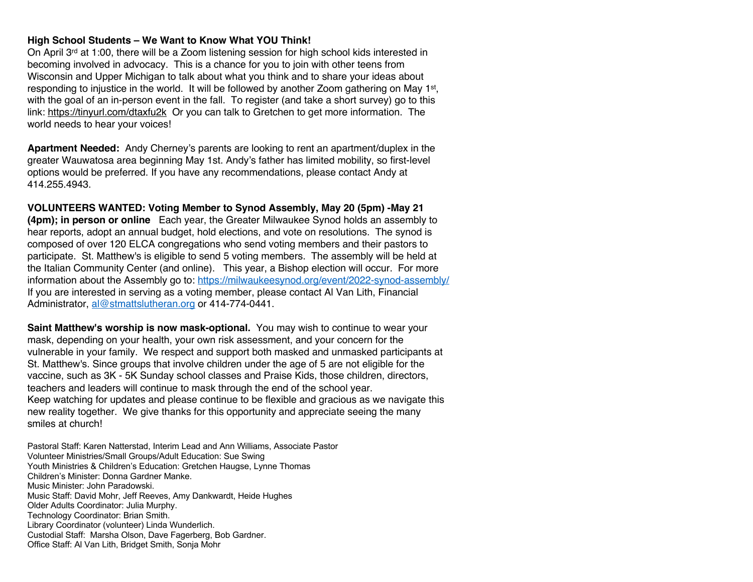**High School Students – We Want to Know What YOU Think!**

On April 3rd at 1:00, there will be a Zoom listening session for high school kids interested in becoming involved in advocacy. This is a chance for you to join with other teens from Wisconsin and Upper Michigan to talk about what you think and to share your ideas about responding to injustice in the world. It will be followed by another Zoom gathering on May 1st, with the goal of an in-person event in the fall. To register (and take a short survey) go to this link: https://tinyurl.com/dtaxfu2k Or you can talk to Gretchen to get more information. The world needs to hear your voices!

**Apartment Needed:** Andy Cherney's parents are looking to rent an apartment/duplex in the greater Wauwatosa area beginning May 1st. Andy's father has limited mobility, so first-level options would be preferred. If you have any recommendations, please contact Andy at 414.255.4943.

**VOLUNTEERS WANTED: Voting Member to Synod Assembly, May 20 (5pm) -May 21 (4pm); in person or online** Each year, the Greater Milwaukee Synod holds an assembly to hear reports, adopt an annual budget, hold elections, and vote on resolutions. The synod is composed of over 120 ELCA congregations who send voting members and their pastors to participate. St. Matthew's is eligible to send 5 voting members. The assembly will be held at the Italian Community Center (and online). This year, a Bishop election will occur. For more information about the Assembly go to: https://milwaukeesynod.org/event/2022-synod-assembly/ If you are interested in serving as a voting member, please contact Al Van Lith, Financial Administrator, al@stmattslutheran.org or 414-774-0441.

**Saint Matthew's worship is now mask-optional.** You may wish to continue to wear your mask, depending on your health, your own risk assessment, and your concern for the vulnerable in your family. We respect and support both masked and unmasked participants at St. Matthew's. Since groups that involve children under the age of 5 are not eligible for the vaccine, such as 3K - 5K Sunday school classes and Praise Kids, those children, directors, teachers and leaders will continue to mask through the end of the school year.
Keep watching for updates and please continue to be flexible and gracious as we navigate this new reality together. We give thanks for this opportunity and appreciate seeing the many smiles at church!

Pastoral Staff: Karen Natterstad, Interim Lead and Ann Williams, Associate Pastor
Volunteer Ministries/Small Groups/Adult Education: Sue Swing
Youth Ministries & Children's Education: Gretchen Haugse, Lynne Thomas
Children's Minister: Donna Gardner Manke.
Music Minister: John Paradowski.
Music Staff: David Mohr, Jeff Reeves, Amy Dankwardt, Heide Hughes
Older Adults Coordinator: Julia Murphy.
Technology Coordinator: Brian Smith.
Library Coordinator (volunteer) Linda Wunderlich.
Custodial Staff: Marsha Olson, Dave Fagerberg, Bob Gardner.
Office Staff: Al Van Lith, Bridget Smith, Sonja Mohr